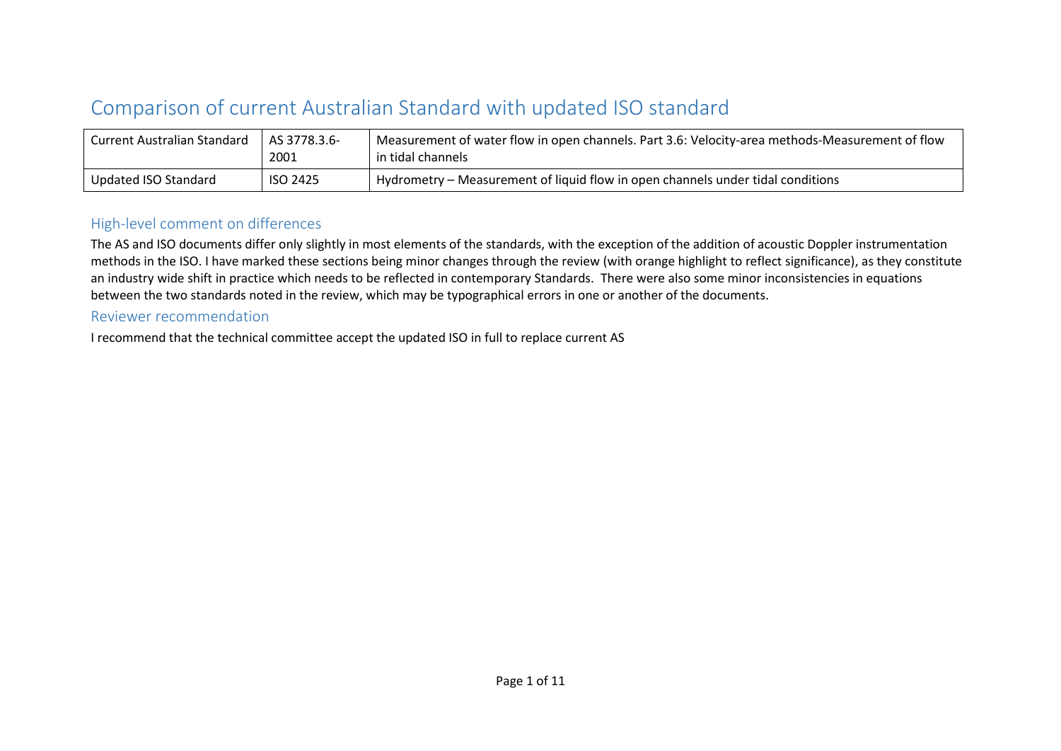# Comparison of current Australian Standard with updated ISO standard

| Current Australian Standard | AS 3778.3.6-2001 | Measurement of water flow in open channels. Part 3.6: Velocity-area methods-Measurement of flow in tidal channels |
|---|---|---|
| Updated ISO Standard | ISO 2425 | Hydrometry – Measurement of liquid flow in open channels under tidal conditions |

## High-level comment on differences

The AS and ISO documents differ only slightly in most elements of the standards, with the exception of the addition of acoustic Doppler instrumentation methods in the ISO. I have marked these sections being minor changes through the review (with orange highlight to reflect significance), as they constitute an industry wide shift in practice which needs to be reflected in contemporary Standards. There were also some minor inconsistencies in equations between the two standards noted in the review, which may be typographical errors in one or another of the documents.

## Reviewer recommendation

I recommend that the technical committee accept the updated ISO in full to replace current AS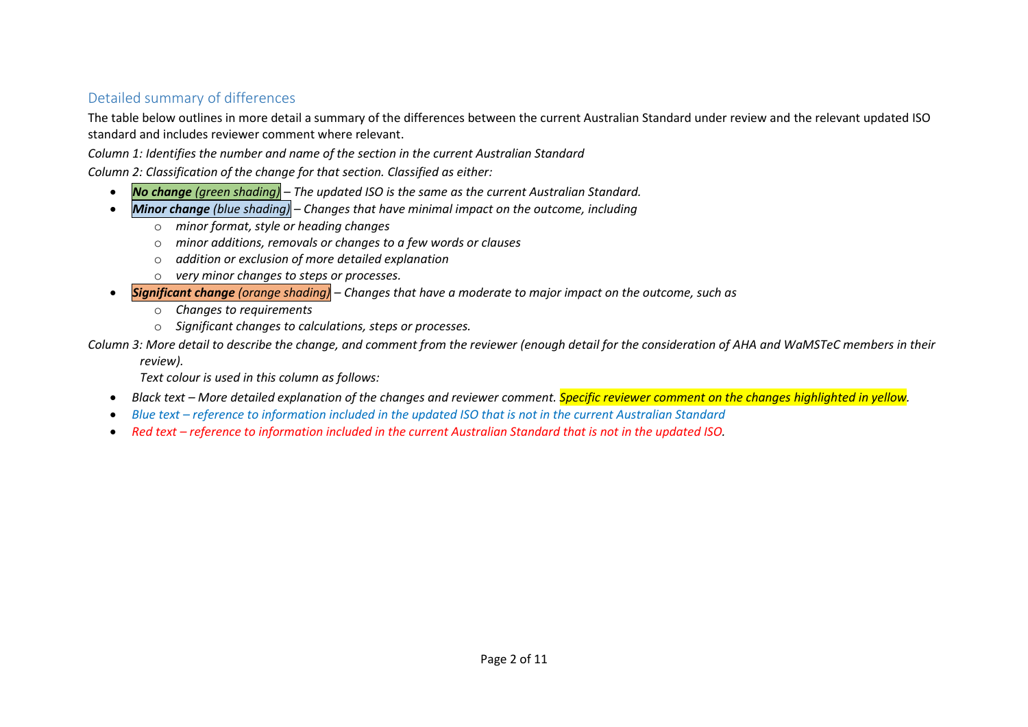## Detailed summary of differences

The table below outlines in more detail a summary of the differences between the current Australian Standard under review and the relevant updated ISO standard and includes reviewer comment where relevant.

*Column 1: Identifies the number and name of the section in the current Australian Standard*

*Column 2: Classification of the change for that section. Classified as either:*

- ***No change** (green shading) – The updated ISO is the same as the current Australian Standard.*
- ***Minor change** (blue shading) – Changes that have minimal impact on the outcome, including*
  - *minor format, style or heading changes*
  - *minor additions, removals or changes to a few words or clauses*
  - *addition or exclusion of more detailed explanation*
  - *very minor changes to steps or processes.*
- ***Significant change** (orange shading) – Changes that have a moderate to major impact on the outcome, such as*
  - *Changes to requirements*
  - *Significant changes to calculations, steps or processes.*

*Column 3: More detail to describe the change, and comment from the reviewer (enough detail for the consideration of AHA and WaMSTeC members in their review).*

*Text colour is used in this column as follows:*

- *Black text – More detailed explanation of the changes and reviewer comment. Specific reviewer comment on the changes highlighted in yellow.*
- *Blue text – reference to information included in the updated ISO that is not in the current Australian Standard*
- *Red text – reference to information included in the current Australian Standard that is not in the updated ISO.*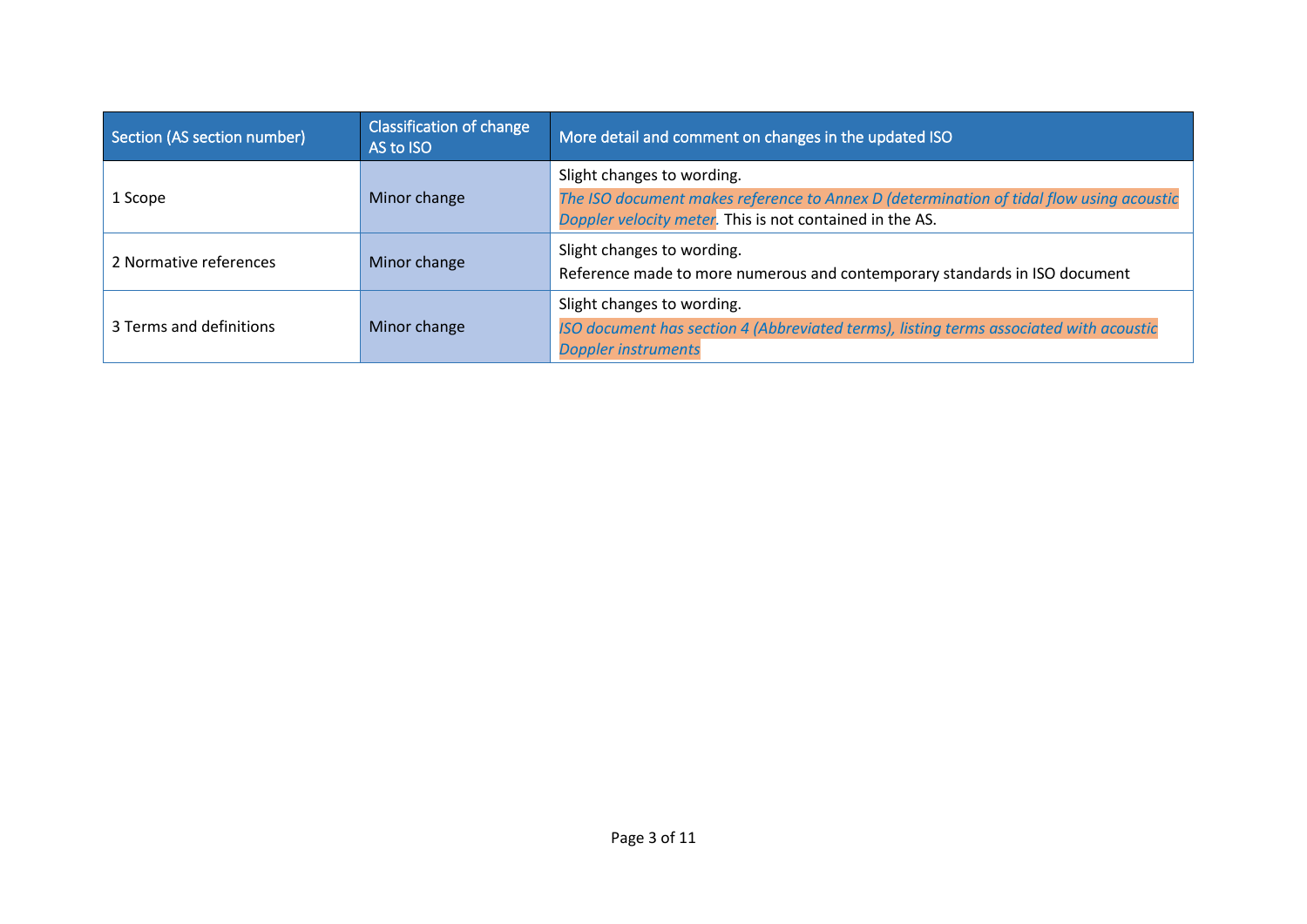| Section (AS section number) | Classification of change AS to ISO | More detail and comment on changes in the updated ISO |
|---|---|---|
| 1 Scope | Minor change | Slight changes to wording.<br>*The ISO document makes reference to Annex D (determination of tidal flow using acoustic Doppler velocity meter*. This is not contained in the AS. |
| 2 Normative references | Minor change | Slight changes to wording.<br>Reference made to more numerous and contemporary standards in ISO document |
| 3 Terms and definitions | Minor change | Slight changes to wording.<br>*ISO document has section 4 (Abbreviated terms), listing terms associated with acoustic Doppler instruments* |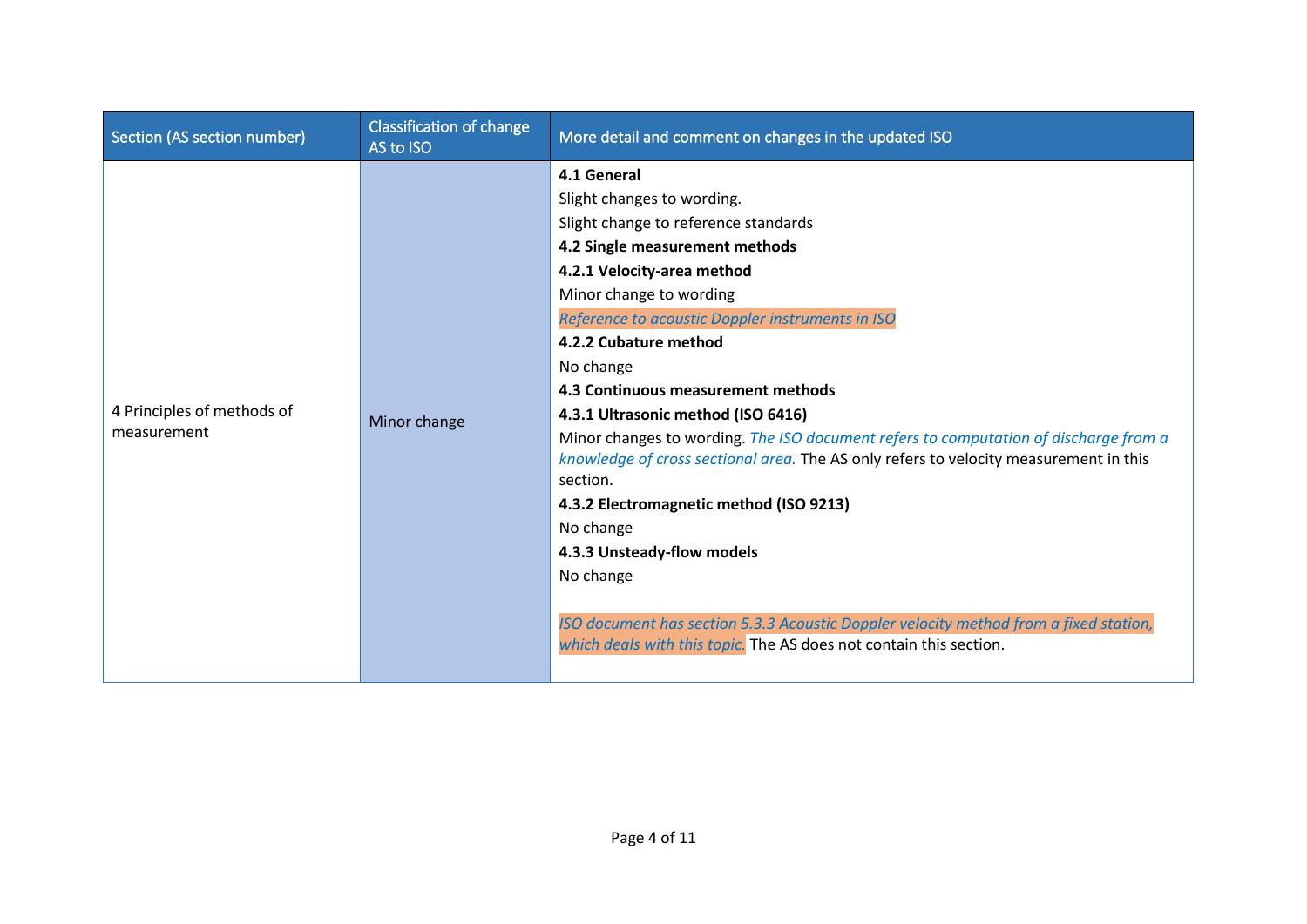| Section (AS section number) | Classification of change AS to ISO | More detail and comment on changes in the updated ISO |
|---|---|---|
| 4 Principles of methods of measurement | Minor change | **4.1 General**<br>Slight changes to wording.<br>Slight change to reference standards<br>**4.2 Single measurement methods**<br>**4.2.1 Velocity-area method**<br>Minor change to wording<br>*Reference to acoustic Doppler instruments in ISO*<br>**4.2.2 Cubature method**<br>No change<br>**4.3 Continuous measurement methods**<br>**4.3.1 Ultrasonic method (ISO 6416)**<br>Minor changes to wording. *The ISO document refers to computation of discharge from a knowledge of cross sectional area.* The AS only refers to velocity measurement in this section.<br>**4.3.2 Electromagnetic method (ISO 9213)**<br>No change<br>**4.3.3 Unsteady-flow models**<br>No change<br><br>*ISO document has section 5.3.3 Acoustic Doppler velocity method from a fixed station, which deals with this topic.* The AS does not contain this section. |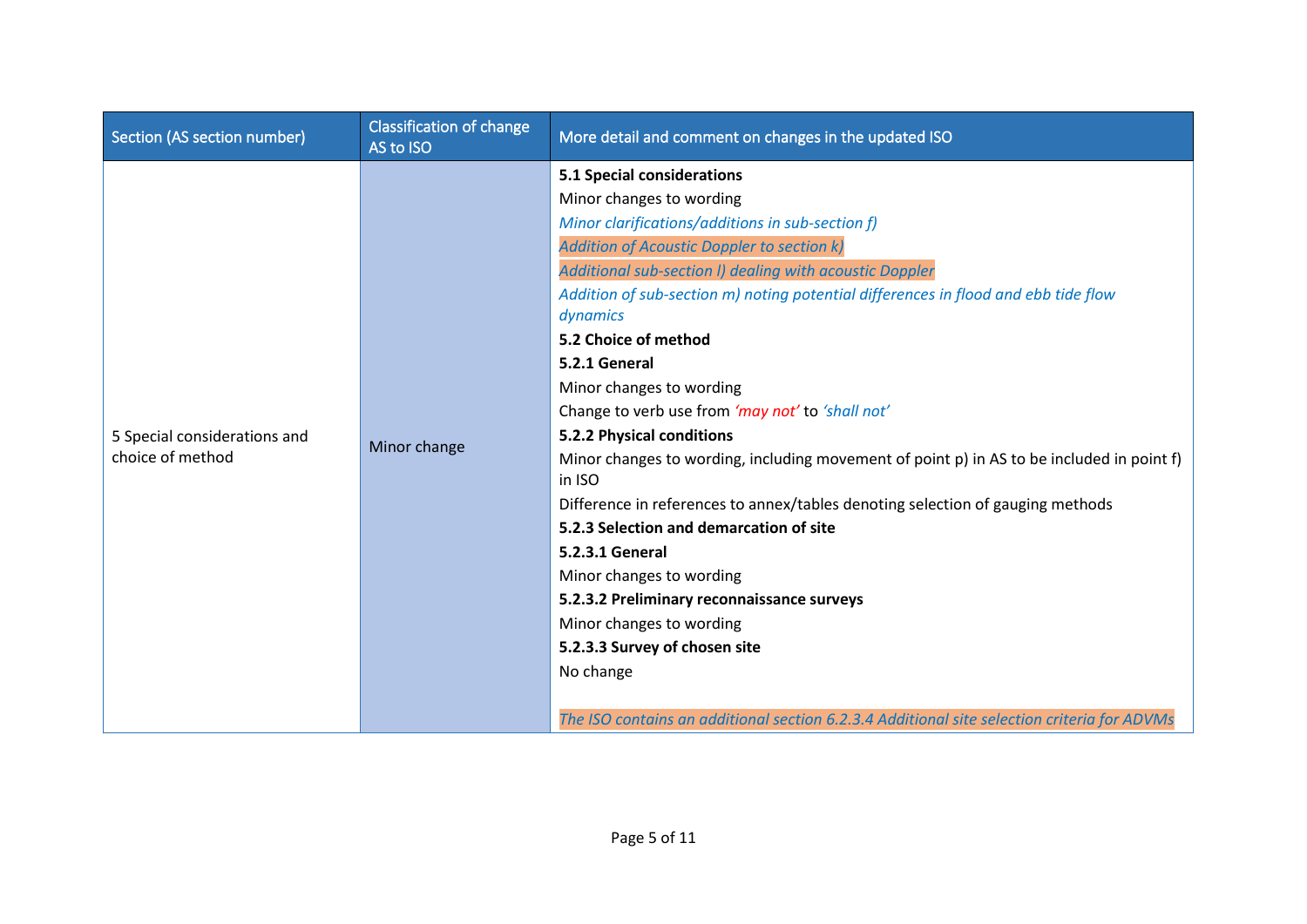| Section (AS section number) | Classification of change AS to ISO | More detail and comment on changes in the updated ISO |
|---|---|---|
| 5 Special considerations and choice of method | Minor change | **5.1 Special considerations**<br>Minor changes to wording<br>*Minor clarifications/additions in sub-section f)*<br>*Addition of Acoustic Doppler to section k)*<br>*Additional sub-section l) dealing with acoustic Doppler*<br>*Addition of sub-section m) noting potential differences in flood and ebb tide flow dynamics*<br>**5.2 Choice of method**<br>**5.2.1 General**<br>Minor changes to wording<br>Change to verb use from *'may not'* to *'shall not'*<br>**5.2.2 Physical conditions**<br>Minor changes to wording, including movement of point p) in AS to be included in point f) in ISO<br>Difference in references to annex/tables denoting selection of gauging methods<br>**5.2.3 Selection and demarcation of site**<br>**5.2.3.1 General**<br>Minor changes to wording<br>**5.2.3.2 Preliminary reconnaissance surveys**<br>Minor changes to wording<br>**5.2.3.3 Survey of chosen site**<br>No change<br><br>*The ISO contains an additional section 6.2.3.4 Additional site selection criteria for ADVMs* |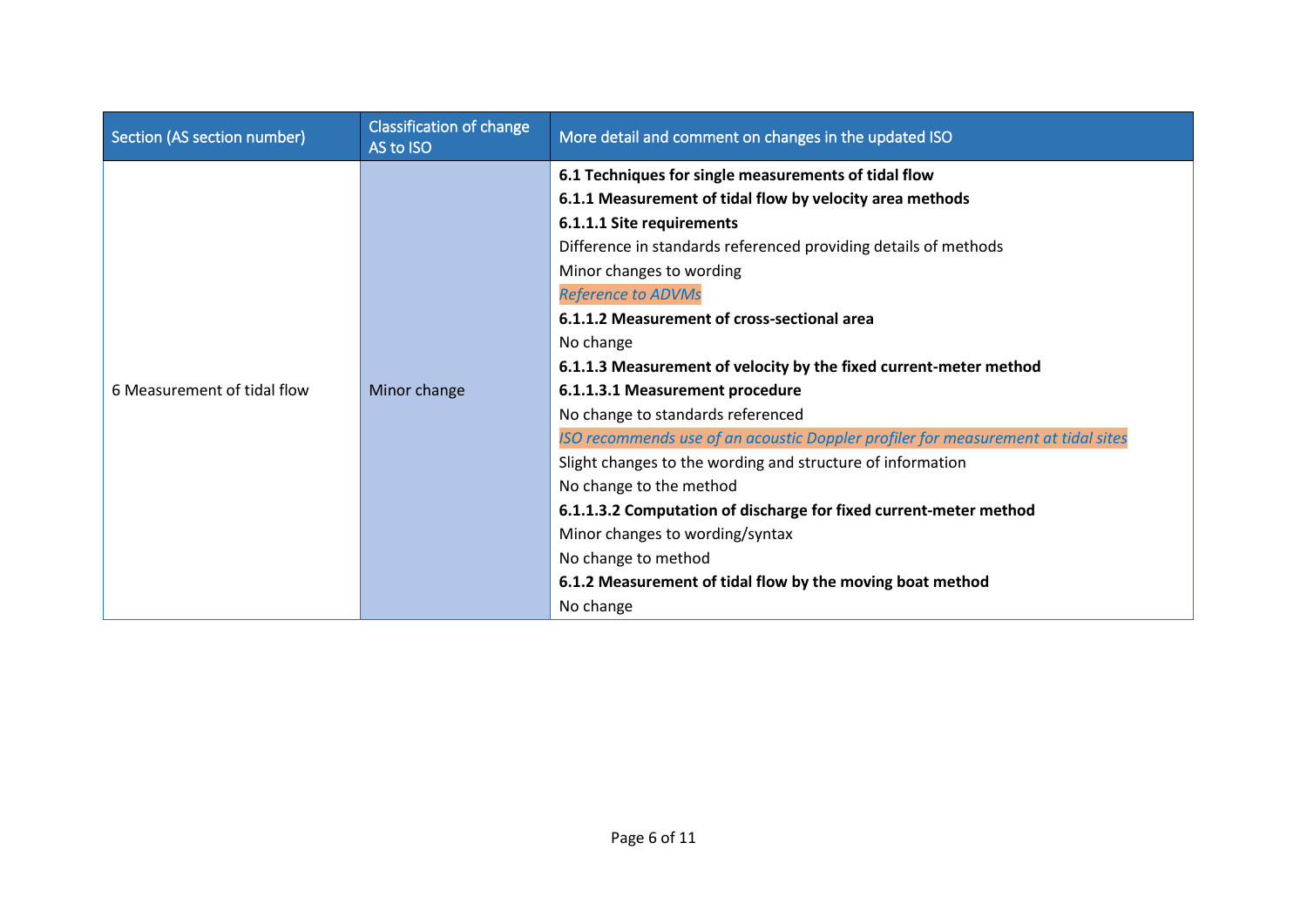| Section (AS section number) | Classification of change AS to ISO | More detail and comment on changes in the updated ISO |
| --- | --- | --- |
| 6 Measurement of tidal flow | Minor change | **6.1 Techniques for single measurements of tidal flow**<br>**6.1.1 Measurement of tidal flow by velocity area methods**<br>**6.1.1.1 Site requirements**<br>Difference in standards referenced providing details of methods<br>Minor changes to wording<br>*Reference to ADVMs*<br>**6.1.1.2 Measurement of cross-sectional area**<br>No change<br>**6.1.1.3 Measurement of velocity by the fixed current-meter method**<br>**6.1.1.3.1 Measurement procedure**<br>No change to standards referenced<br>*ISO recommends use of an acoustic Doppler profiler for measurement at tidal sites*<br>Slight changes to the wording and structure of information<br>No change to the method<br>**6.1.1.3.2 Computation of discharge for fixed current-meter method**<br>Minor changes to wording/syntax<br>No change to method<br>**6.1.2 Measurement of tidal flow by the moving boat method**<br>No change |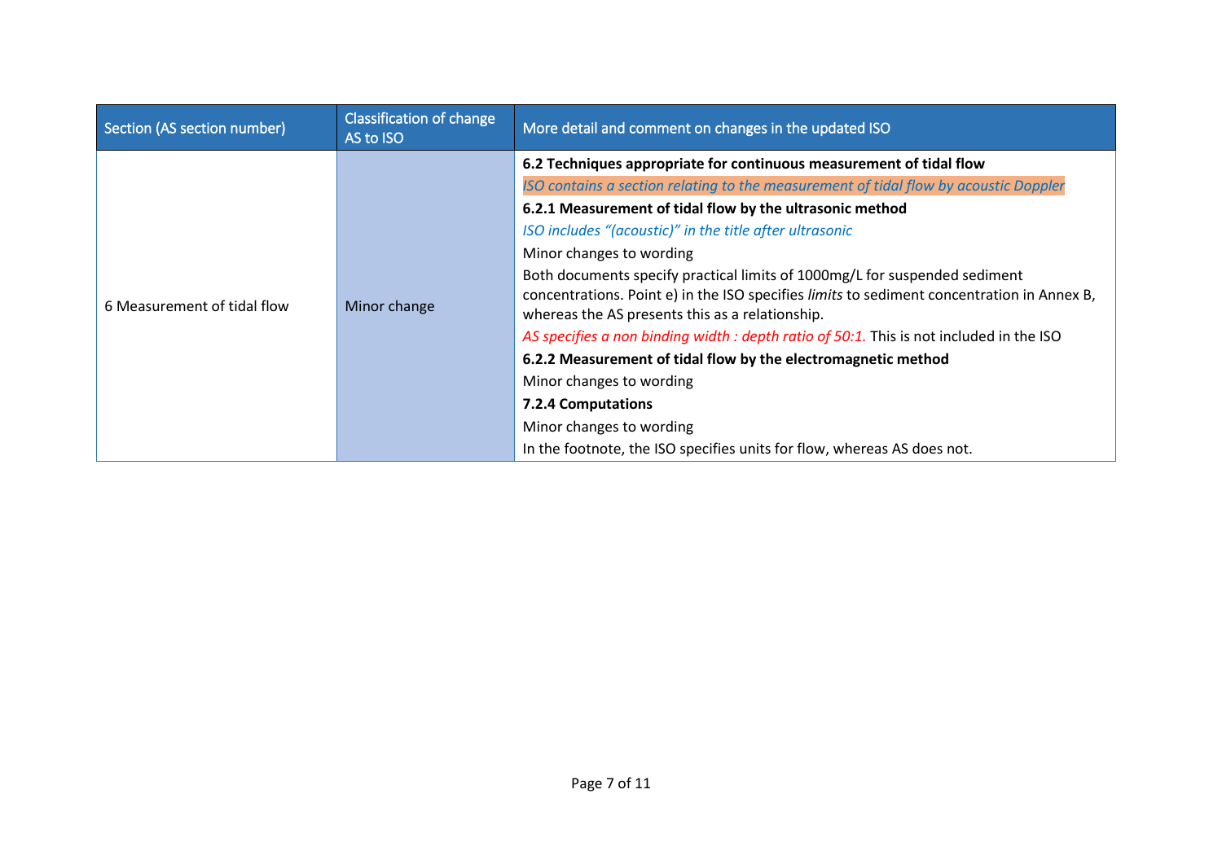| Section (AS section number) | Classification of change AS to ISO | More detail and comment on changes in the updated ISO |
|---|---|---|
| 6 Measurement of tidal flow | Minor change | **6.2 Techniques appropriate for continuous measurement of tidal flow**<br>*ISO contains a section relating to the measurement of tidal flow by acoustic Doppler*<br>**6.2.1 Measurement of tidal flow by the ultrasonic method**<br>*ISO includes “(acoustic)” in the title after ultrasonic*<br>Minor changes to wording<br>Both documents specify practical limits of 1000mg/L for suspended sediment concentrations. Point e) in the ISO specifies *limits* to sediment concentration in Annex B, whereas the AS presents this as a relationship.<br>*AS specifies a non binding width : depth ratio of 50:1.* This is not included in the ISO<br>**6.2.2 Measurement of tidal flow by the electromagnetic method**<br>Minor changes to wording<br>**7.2.4 Computations**<br>Minor changes to wording<br>In the footnote, the ISO specifies units for flow, whereas AS does not. |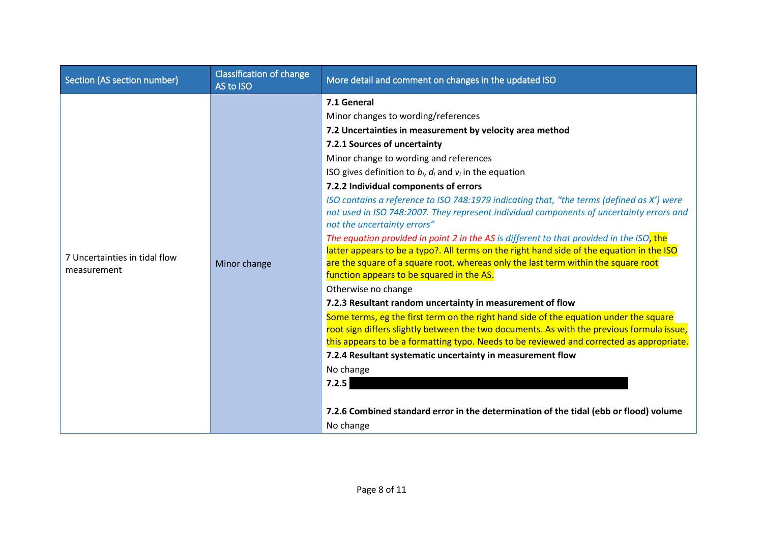| Section (AS section number) | Classification of change AS to ISO | More detail and comment on changes in the updated ISO |
| --- | --- | --- |
| 7 Uncertainties in tidal flow measurement | Minor change | **7.1 General**<br>Minor changes to wording/references<br>**7.2 Uncertainties in measurement by velocity area method**<br>**7.2.1 Sources of uncertainty**<br>Minor change to wording and references<br>ISO gives definition to $b_i$, $d_i$ and $v_i$ in the equation<br>**7.2.2 Individual components of errors**<br>*ISO contains a reference to ISO 748:1979 indicating that, "the terms (defined as X') were not used in ISO 748:2007. They represent individual components of uncertainty errors and not the uncertainty errors"*<br>*The equation provided in point 2 in the AS is different to that provided in the ISO*, the latter appears to be a typo?. All terms on the right hand side of the equation in the ISO are the square of a square root, whereas only the last term within the square root function appears to be squared in the AS.<br>Otherwise no change<br>**7.2.3 Resultant random uncertainty in measurement of flow**<br>Some terms, eg the first term on the right hand side of the equation under the square root sign differs slightly between the two documents. As with the previous formula issue, this appears to be a formatting typo. Needs to be reviewed and corrected as appropriate.<br>**7.2.4 Resultant systematic uncertainty in measurement flow**<br>No change<br>**7.2.5**<br><br>**7.2.6 Combined standard error in the determination of the tidal (ebb or flood) volume**<br>No change |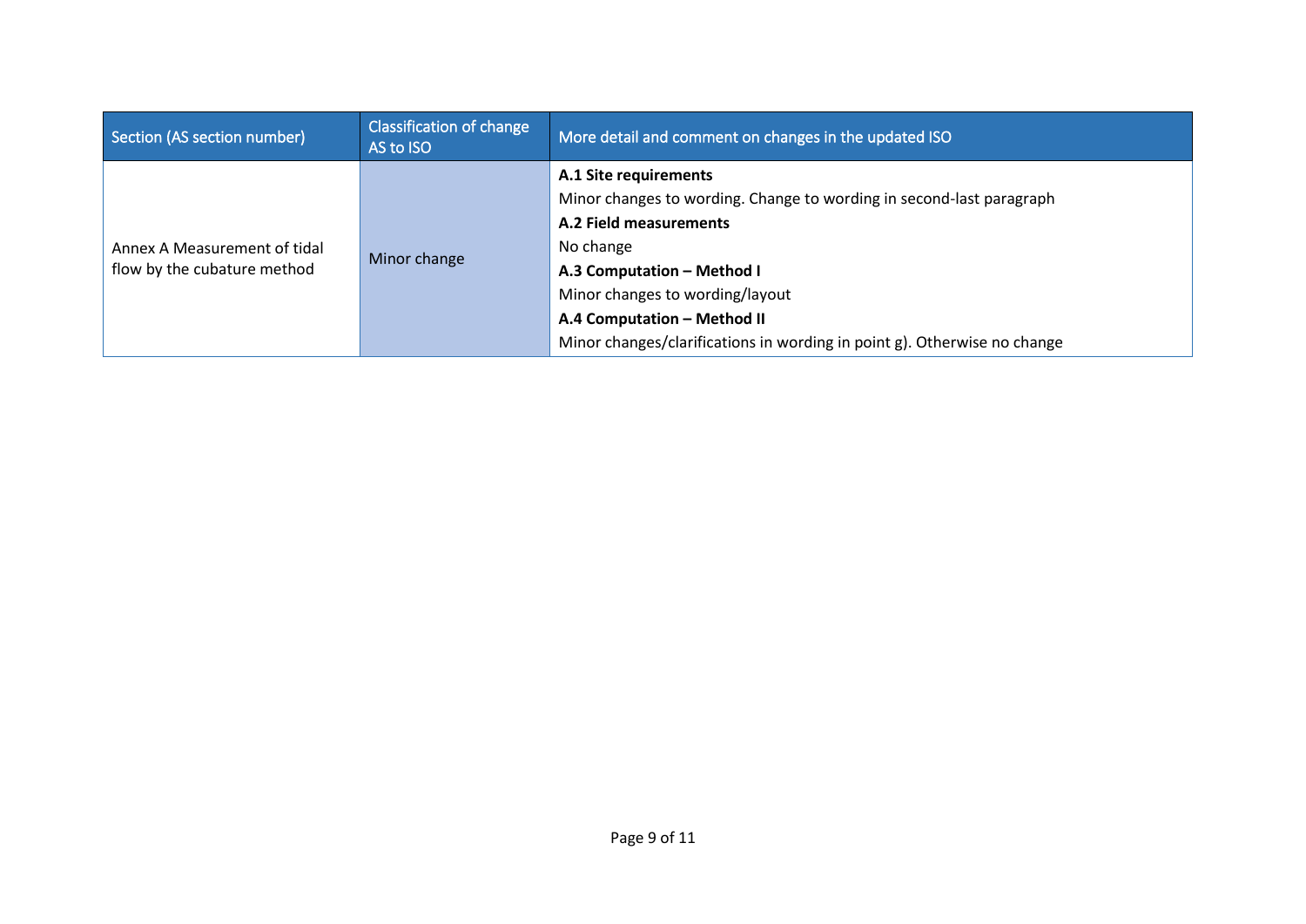| Section (AS section number) | Classification of change AS to ISO | More detail and comment on changes in the updated ISO |
|---|---|---|
| Annex A Measurement of tidal flow by the cubature method | Minor change | **A.1 Site requirements**<br>Minor changes to wording. Change to wording in second-last paragraph<br>**A.2 Field measurements**<br>No change<br>**A.3 Computation – Method I**<br>Minor changes to wording/layout<br>**A.4 Computation – Method II**<br>Minor changes/clarifications in wording in point g). Otherwise no change |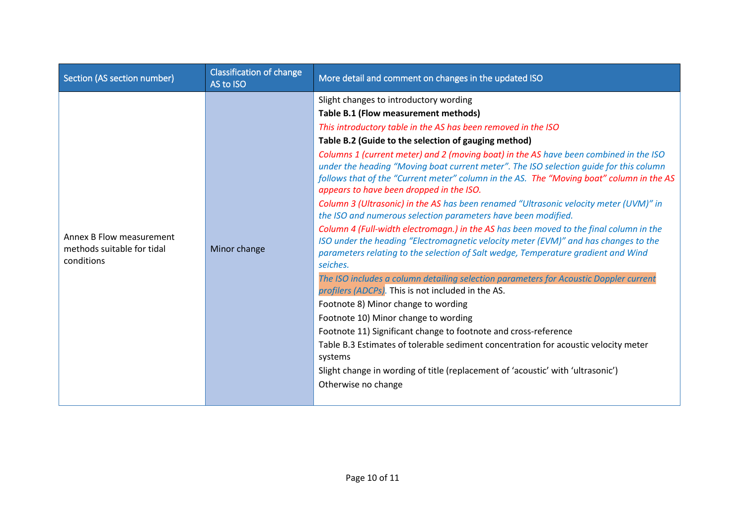| Section (AS section number) | Classification of change AS to ISO | More detail and comment on changes in the updated ISO |
|---|---|---|
| Annex B Flow measurement methods suitable for tidal conditions | Minor change | Slight changes to introductory wording<br>**Table B.1 (Flow measurement methods)**<br>*This introductory table in the AS has been removed in the ISO*<br>**Table B.2 (Guide to the selection of gauging method)**<br>*Columns 1 (current meter) and 2 (moving boat) in the AS have been combined in the ISO under the heading "Moving boat current meter". The ISO selection guide for this column follows that of the "Current meter" column in the AS. The "Moving boat" column in the AS appears to have been dropped in the ISO.*<br>*Column 3 (Ultrasonic) in the AS has been renamed "Ultrasonic velocity meter (UVM)" in the ISO and numerous selection parameters have been modified.*<br>*Column 4 (Full-width electromagn.) in the AS has been moved to the final column in the ISO under the heading "Electromagnetic velocity meter (EVM)" and has changes to the parameters relating to the selection of Salt wedge, Temperature gradient and Wind seiches.*<br>*The ISO includes a column detailing selection parameters for Acoustic Doppler current profilers (ADCPs)*. This is not included in the AS.<br>Footnote 8) Minor change to wording<br>Footnote 10) Minor change to wording<br>Footnote 11) Significant change to footnote and cross-reference<br>Table B.3 Estimates of tolerable sediment concentration for acoustic velocity meter systems<br>Slight change in wording of title (replacement of 'acoustic' with 'ultrasonic')<br>Otherwise no change |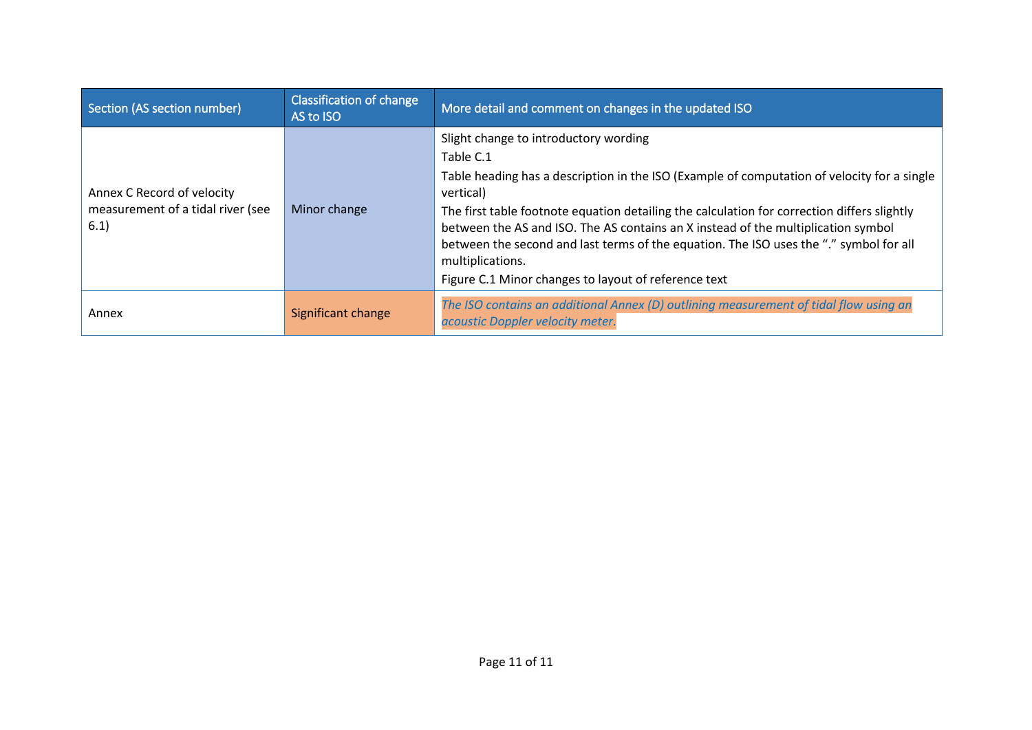| Section (AS section number) | Classification of change AS to ISO | More detail and comment on changes in the updated ISO |
| --- | --- | --- |
| Annex C Record of velocity measurement of a tidal river (see 6.1) | Minor change | Slight change to introductory wording<br>Table C.1<br>Table heading has a description in the ISO (Example of computation of velocity for a single vertical)<br>The first table footnote equation detailing the calculation for correction differs slightly between the AS and ISO. The AS contains an X instead of the multiplication symbol between the second and last terms of the equation. The ISO uses the "." symbol for all multiplications.<br>Figure C.1 Minor changes to layout of reference text |
| Annex | Significant change | *The ISO contains an additional Annex (D) outlining measurement of tidal flow using an acoustic Doppler velocity meter.* |